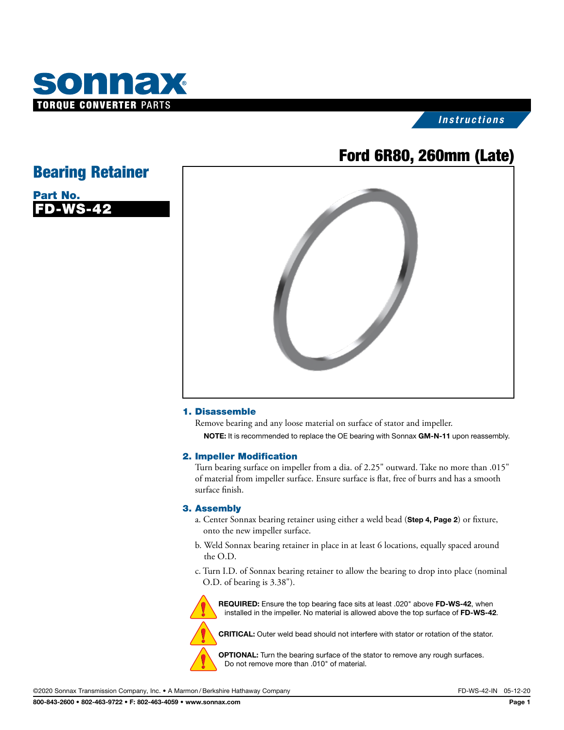**sonnax**

**TORQUE CONVERTER** PARTS

*Instructions*

# Ford 6R80, 260mm (Late)

## Bearing Retainer

**Part No.**
**FD-WS-42**

### 1. Disassemble

Remove bearing and any loose material on surface of stator and impeller.

**NOTE:** It is recommended to replace the OE bearing with Sonnax **GM-N-11** upon reassembly.

### 2. Impeller Modification

Turn bearing surface on impeller from a dia. of 2.25" outward. Take no more than .015" of material from impeller surface. Ensure surface is flat, free of burrs and has a smooth surface finish.

### 3. Assembly

a. Center Sonnax bearing retainer using either a weld bead (**Step 4, Page 2**) or fixture, onto the new impeller surface.

b. Weld Sonnax bearing retainer in place in at least 6 locations, equally spaced around the O.D.

c. Turn I.D. of Sonnax bearing retainer to allow the bearing to drop into place (nominal O.D. of bearing is 3.38").

**REQUIRED:** Ensure the top bearing face sits at least .020" above **FD-WS-42**, when installed in the impeller. No material is allowed above the top surface of **FD-WS-42**.

**CRITICAL:** Outer weld bead should not interfere with stator or rotation of the stator.

**OPTIONAL:** Turn the bearing surface of the stator to remove any rough surfaces. Do not remove more than .010" of material.

©2020 Sonnax Transmission Company, Inc. • A Marmon / Berkshire Hathaway Company FD-WS-42-IN 05-12-20

800-843-2600 • 802-463-9722 • F: 802-463-4059 • www.sonnax.com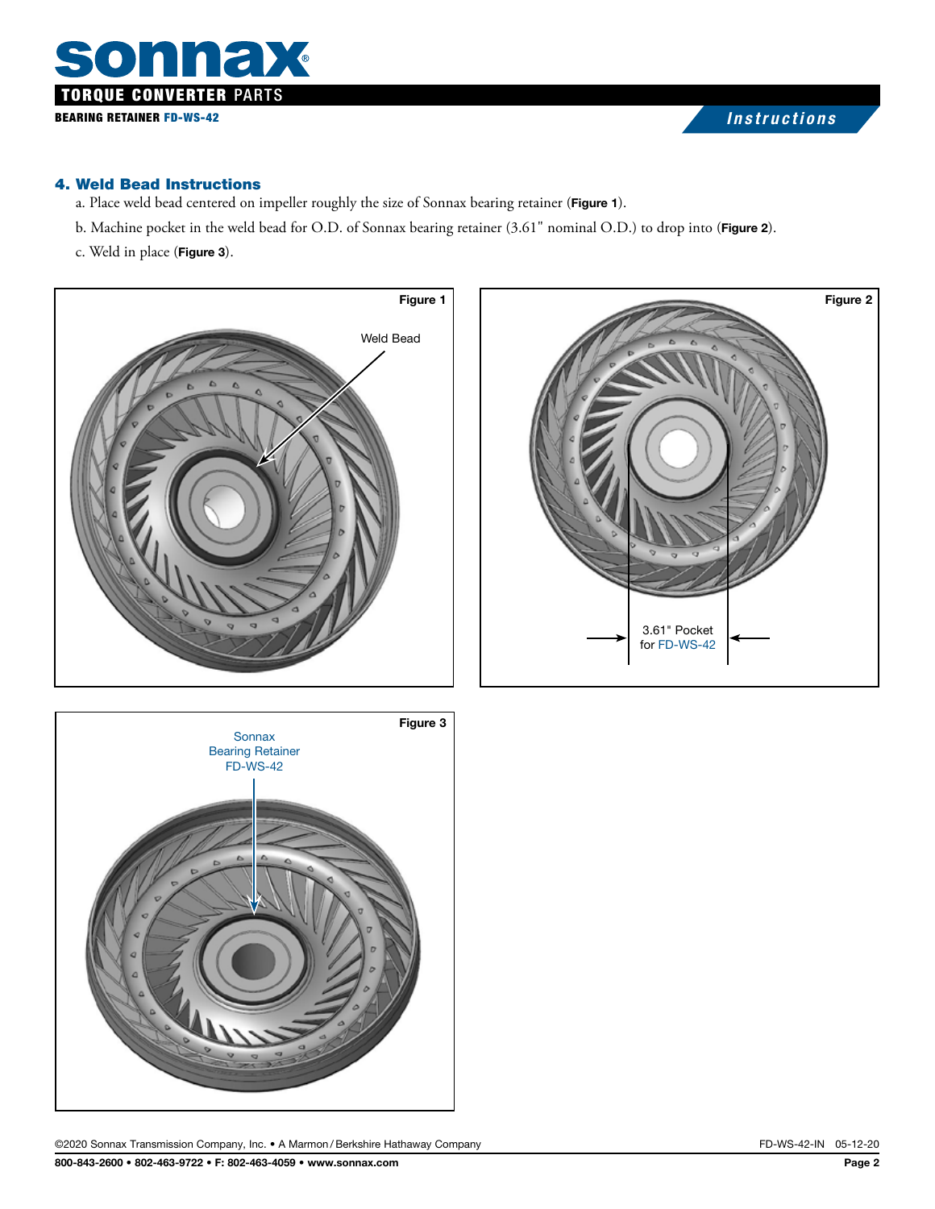## 4. Weld Bead Instructions

a. Place weld bead centered on impeller roughly the size of Sonnax bearing retainer (**Figure 1**).

b. Machine pocket in the weld bead for O.D. of Sonnax bearing retainer (3.61" nominal O.D.) to drop into (**Figure 2**).

c. Weld in place (**Figure 3**).

**Figure 1**

Weld Bead

**Figure 2**

3.61" Pocket for FD-WS-42

**Figure 3**

Sonnax Bearing Retainer FD-WS-42